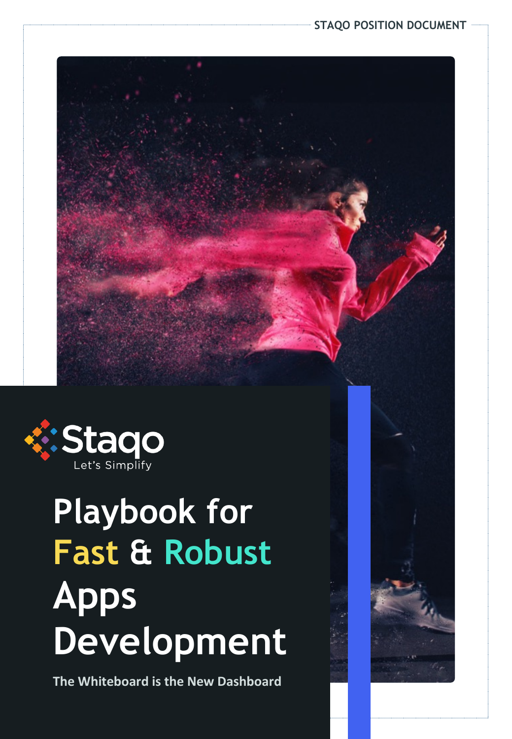STAQO POSITION DOCUMENT

Staqo

Let's Simplify

# Playbook for Fast & Robust Apps Development

**The Whiteboard is the New Dashboard**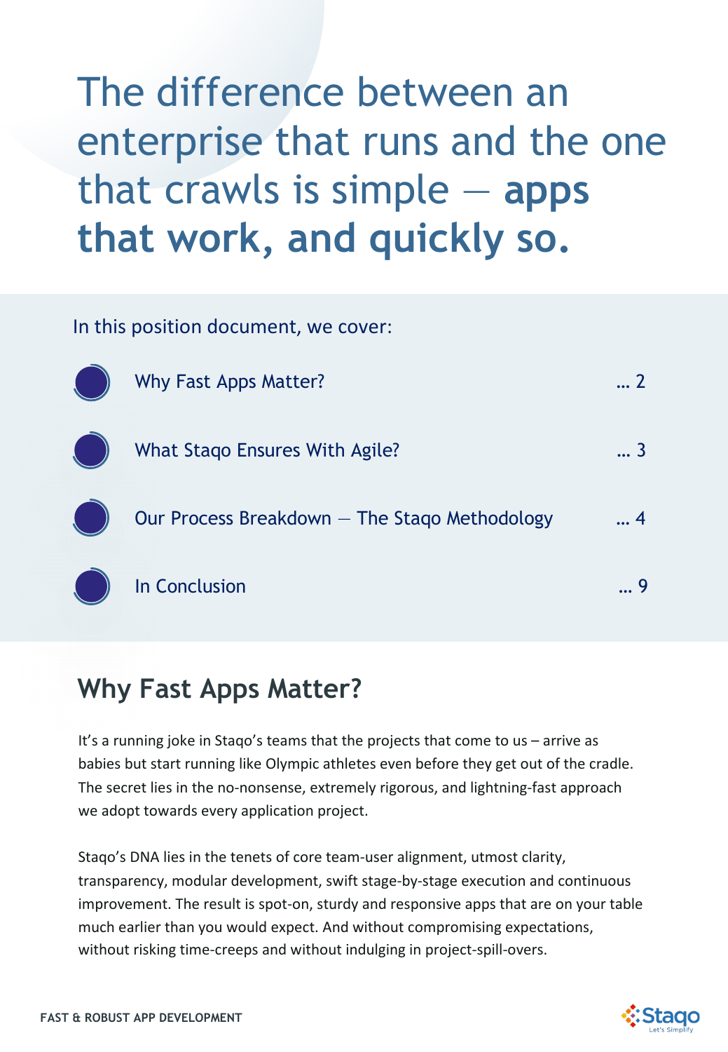# The difference between an enterprise that runs and the one that crawls is simple — **apps that work, and quickly so.**

In this position document, we cover:

- Why Fast Apps Matter? … 2
- What Staqo Ensures With Agile? … 3
- Our Process Breakdown — The Staqo Methodology … 4
- In Conclusion … 9

## Why Fast Apps Matter?

It's a running joke in Staqo's teams that the projects that come to us – arrive as babies but start running like Olympic athletes even before they get out of the cradle. The secret lies in the no-nonsense, extremely rigorous, and lightning-fast approach we adopt towards every application project.

Staqo's DNA lies in the tenets of core team-user alignment, utmost clarity, transparency, modular development, swift stage-by-stage execution and continuous improvement. The result is spot-on, sturdy and responsive apps that are on your table much earlier than you would expect. And without compromising expectations, without risking time-creeps and without indulging in project-spill-overs.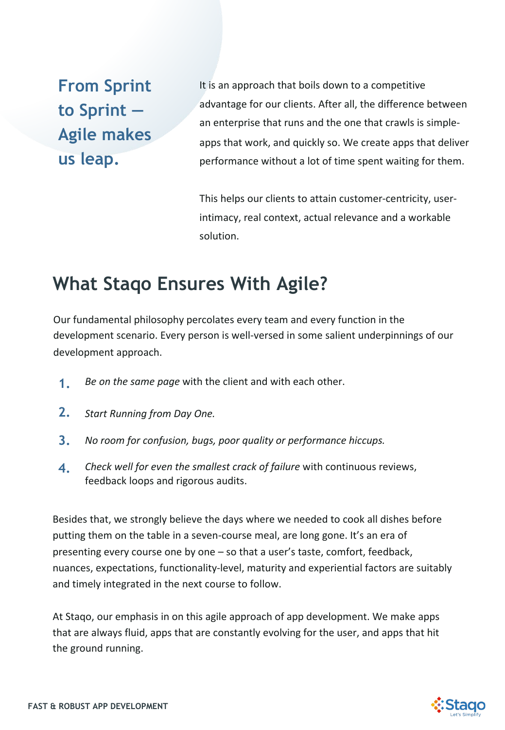## From Sprint to Sprint – Agile makes us leap.

It is an approach that boils down to a competitive advantage for our clients. After all, the difference between an enterprise that runs and the one that crawls is simple- apps that work, and quickly so. We create apps that deliver performance without a lot of time spent waiting for them.

This helps our clients to attain customer-centricity, user-intimacy, real context, actual relevance and a workable solution.

## What Staqo Ensures With Agile?

Our fundamental philosophy percolates every team and every function in the development scenario. Every person is well-versed in some salient underpinnings of our development approach.

1. *Be on the same page* with the client and with each other.
2. *Start Running from Day One.*
3. *No room for confusion, bugs, poor quality or performance hiccups.*
4. *Check well for even the smallest crack of failure* with continuous reviews, feedback loops and rigorous audits.

Besides that, we strongly believe the days where we needed to cook all dishes before putting them on the table in a seven-course meal, are long gone. It's an era of presenting every course one by one – so that a user's taste, comfort, feedback, nuances, expectations, functionality-level, maturity and experiential factors are suitably and timely integrated in the next course to follow.

At Staqo, our emphasis in on this agile approach of app development. We make apps that are always fluid, apps that are constantly evolving for the user, and apps that hit the ground running.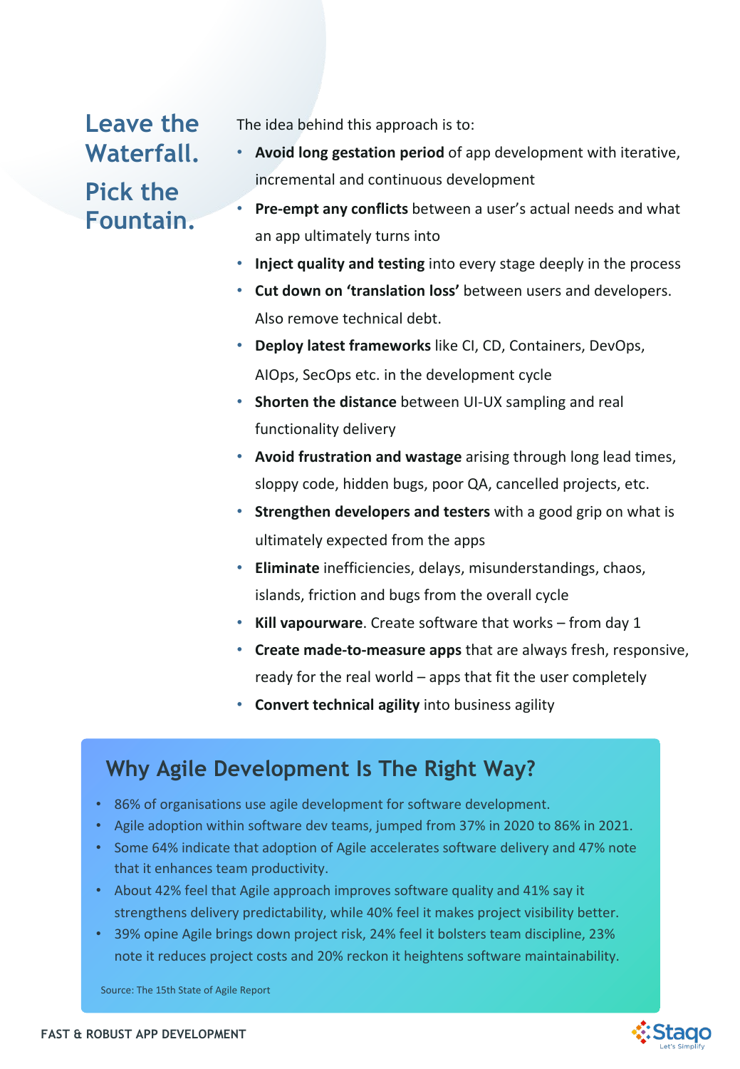## Leave the Waterfall.

## Pick the Fountain.

The idea behind this approach is to:

- **Avoid long gestation period** of app development with iterative, incremental and continuous development
- **Pre-empt any conflicts** between a user's actual needs and what an app ultimately turns into
- **Inject quality and testing** into every stage deeply in the process
- **Cut down on 'translation loss'** between users and developers. Also remove technical debt.
- **Deploy latest frameworks** like CI, CD, Containers, DevOps, AIOps, SecOps etc. in the development cycle
- **Shorten the distance** between UI-UX sampling and real functionality delivery
- **Avoid frustration and wastage** arising through long lead times, sloppy code, hidden bugs, poor QA, cancelled projects, etc.
- **Strengthen developers and testers** with a good grip on what is ultimately expected from the apps
- **Eliminate** inefficiencies, delays, misunderstandings, chaos, islands, friction and bugs from the overall cycle
- **Kill vapourware**. Create software that works – from day 1
- **Create made-to-measure apps** that are always fresh, responsive, ready for the real world – apps that fit the user completely
- **Convert technical agility** into business agility

## Why Agile Development Is The Right Way?

- 86% of organisations use agile development for software development.
- Agile adoption within software dev teams, jumped from 37% in 2020 to 86% in 2021.
- Some 64% indicate that adoption of Agile accelerates software delivery and 47% note that it enhances team productivity.
- About 42% feel that Agile approach improves software quality and 41% say it strengthens delivery predictability, while 40% feel it makes project visibility better.
- 39% opine Agile brings down project risk, 24% feel it bolsters team discipline, 23% note it reduces project costs and 20% reckon it heightens software maintainability.

Source: The 15th State of Agile Report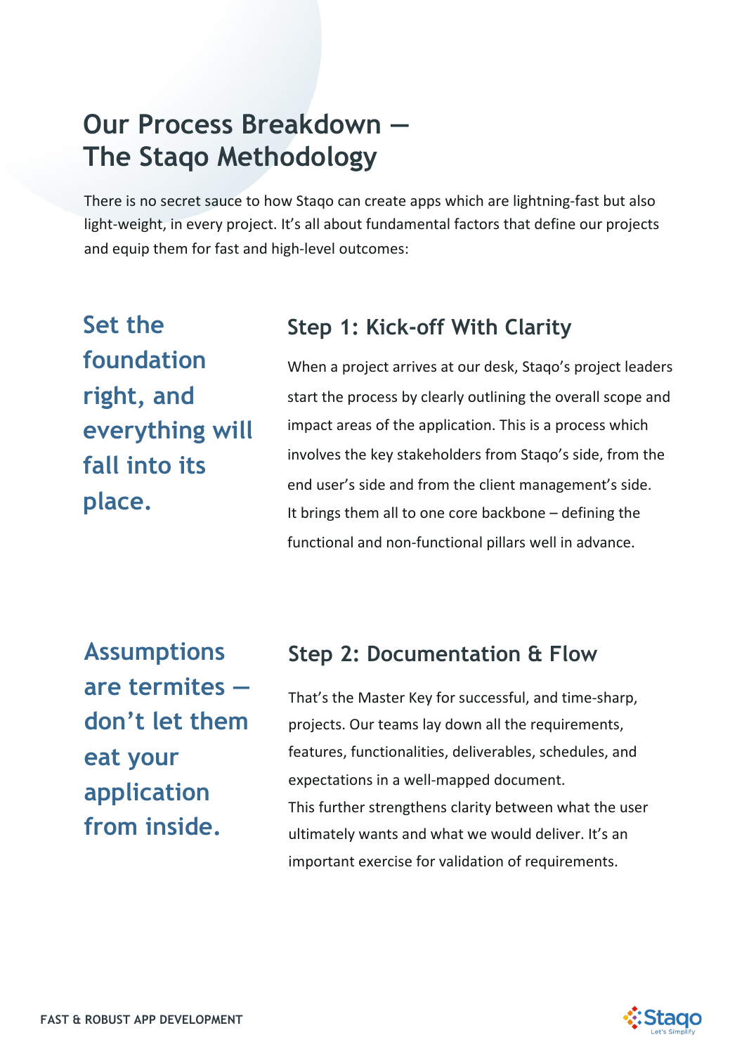# Our Process Breakdown — The Staqo Methodology

There is no secret sauce to how Staqo can create apps which are lightning-fast but also light-weight, in every project. It's all about fundamental factors that define our projects and equip them for fast and high-level outcomes:

**Set the foundation right, and everything will fall into its place.**

## Step 1: Kick-off With Clarity

When a project arrives at our desk, Staqo's project leaders start the process by clearly outlining the overall scope and impact areas of the application. This is a process which involves the key stakeholders from Staqo's side, from the end user's side and from the client management's side. It brings them all to one core backbone – defining the functional and non-functional pillars well in advance.

**Assumptions are termites — don't let them eat your application from inside.**

## Step 2: Documentation & Flow

That's the Master Key for successful, and time-sharp, projects. Our teams lay down all the requirements, features, functionalities, deliverables, schedules, and expectations in a well-mapped document.
This further strengthens clarity between what the user ultimately wants and what we would deliver. It's an important exercise for validation of requirements.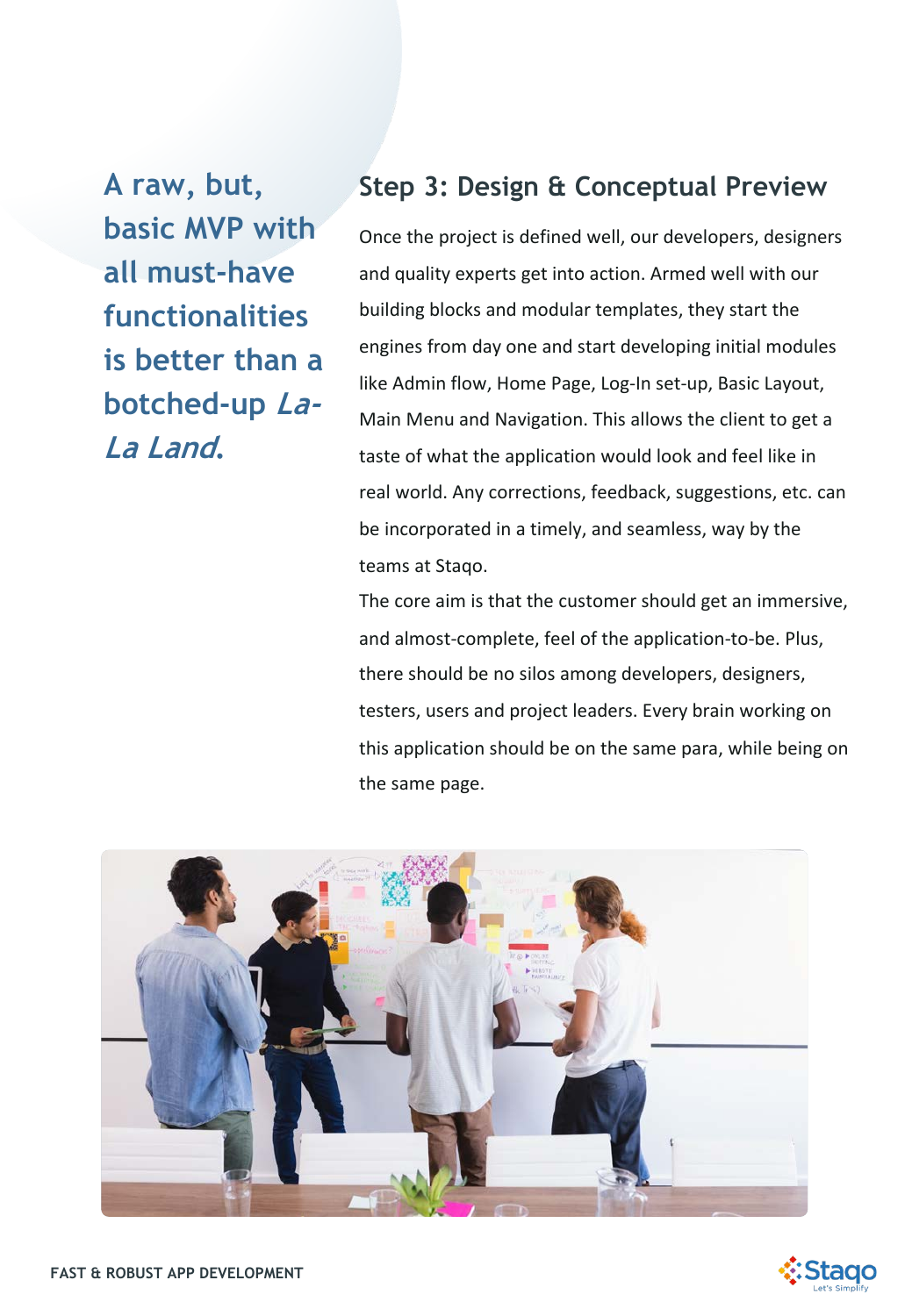**A raw, but, basic MVP with all must-have functionalities is better than a botched-up *La-La Land*.**

## Step 3: Design & Conceptual Preview

Once the project is defined well, our developers, designers and quality experts get into action. Armed well with our building blocks and modular templates, they start the engines from day one and start developing initial modules like Admin flow, Home Page, Log-In set-up, Basic Layout, Main Menu and Navigation. This allows the client to get a taste of what the application would look and feel like in real world. Any corrections, feedback, suggestions, etc. can be incorporated in a timely, and seamless, way by the teams at Staqo.

The core aim is that the customer should get an immersive, and almost-complete, feel of the application-to-be. Plus, there should be no silos among developers, designers, testers, users and project leaders. Every brain working on this application should be on the same para, while being on the same page.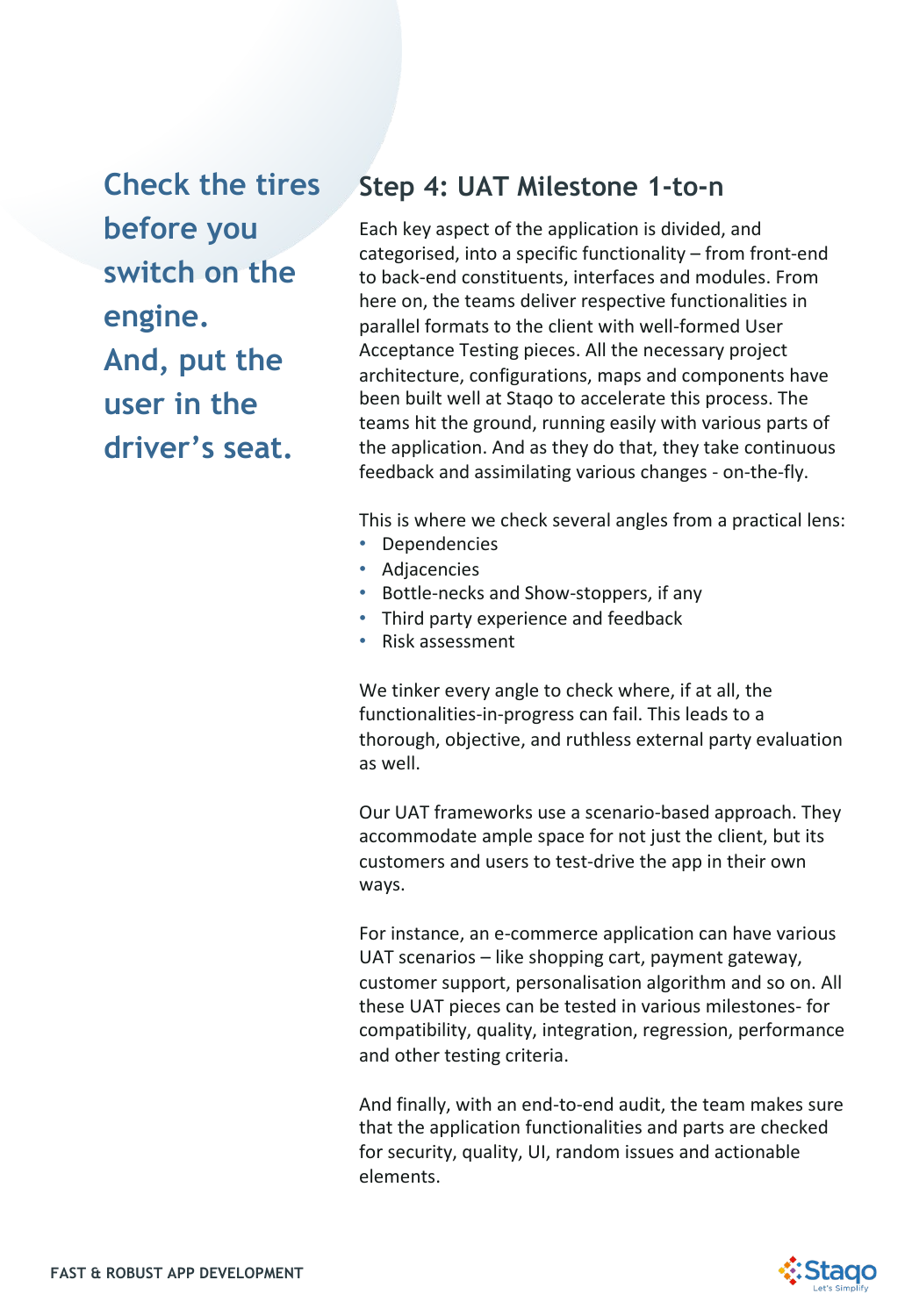**Check the tires before you switch on the engine. And, put the user in the driver's seat.**

## Step 4: UAT Milestone 1-to-n

Each key aspect of the application is divided, and categorised, into a specific functionality – from front-end to back-end constituents, interfaces and modules. From here on, the teams deliver respective functionalities in parallel formats to the client with well-formed User Acceptance Testing pieces. All the necessary project architecture, configurations, maps and components have been built well at Staqo to accelerate this process. The teams hit the ground, running easily with various parts of the application. And as they do that, they take continuous feedback and assimilating various changes - on-the-fly.

This is where we check several angles from a practical lens:

- Dependencies
- Adjacencies
- Bottle-necks and Show-stoppers, if any
- Third party experience and feedback
- Risk assessment

We tinker every angle to check where, if at all, the functionalities-in-progress can fail. This leads to a thorough, objective, and ruthless external party evaluation as well.

Our UAT frameworks use a scenario-based approach. They accommodate ample space for not just the client, but its customers and users to test-drive the app in their own ways.

For instance, an e-commerce application can have various UAT scenarios – like shopping cart, payment gateway, customer support, personalisation algorithm and so on. All these UAT pieces can be tested in various milestones- for compatibility, quality, integration, regression, performance and other testing criteria.

And finally, with an end-to-end audit, the team makes sure that the application functionalities and parts are checked for security, quality, UI, random issues and actionable elements.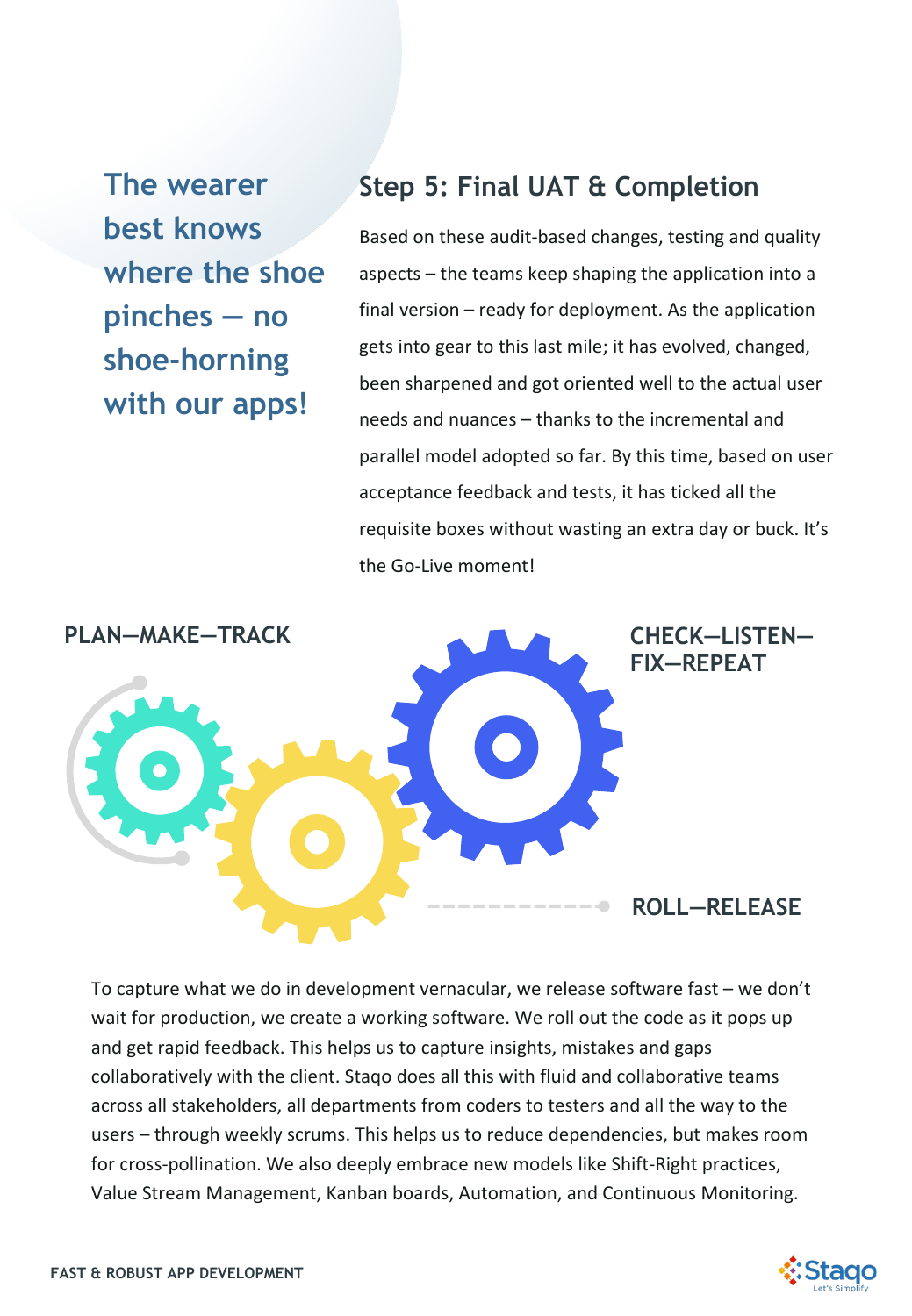**The wearer best knows where the shoe pinches — no shoe-horning with our apps!**

## Step 5: Final UAT & Completion

Based on these audit-based changes, testing and quality aspects – the teams keep shaping the application into a final version – ready for deployment. As the application gets into gear to this last mile; it has evolved, changed, been sharpened and got oriented well to the actual user needs and nuances – thanks to the incremental and parallel model adopted so far. By this time, based on user acceptance feedback and tests, it has ticked all the requisite boxes without wasting an extra day or buck. It's the Go-Live moment!

**PLAN—MAKE—TRACK**

**CHECK—LISTEN—FIX—REPEAT**

**ROLL—RELEASE**

To capture what we do in development vernacular, we release software fast – we don't wait for production, we create a working software. We roll out the code as it pops up and get rapid feedback. This helps us to capture insights, mistakes and gaps collaboratively with the client. Staqo does all this with fluid and collaborative teams across all stakeholders, all departments from coders to testers and all the way to the users – through weekly scrums. This helps us to reduce dependencies, but makes room for cross-pollination. We also deeply embrace new models like Shift-Right practices, Value Stream Management, Kanban boards, Automation, and Continuous Monitoring.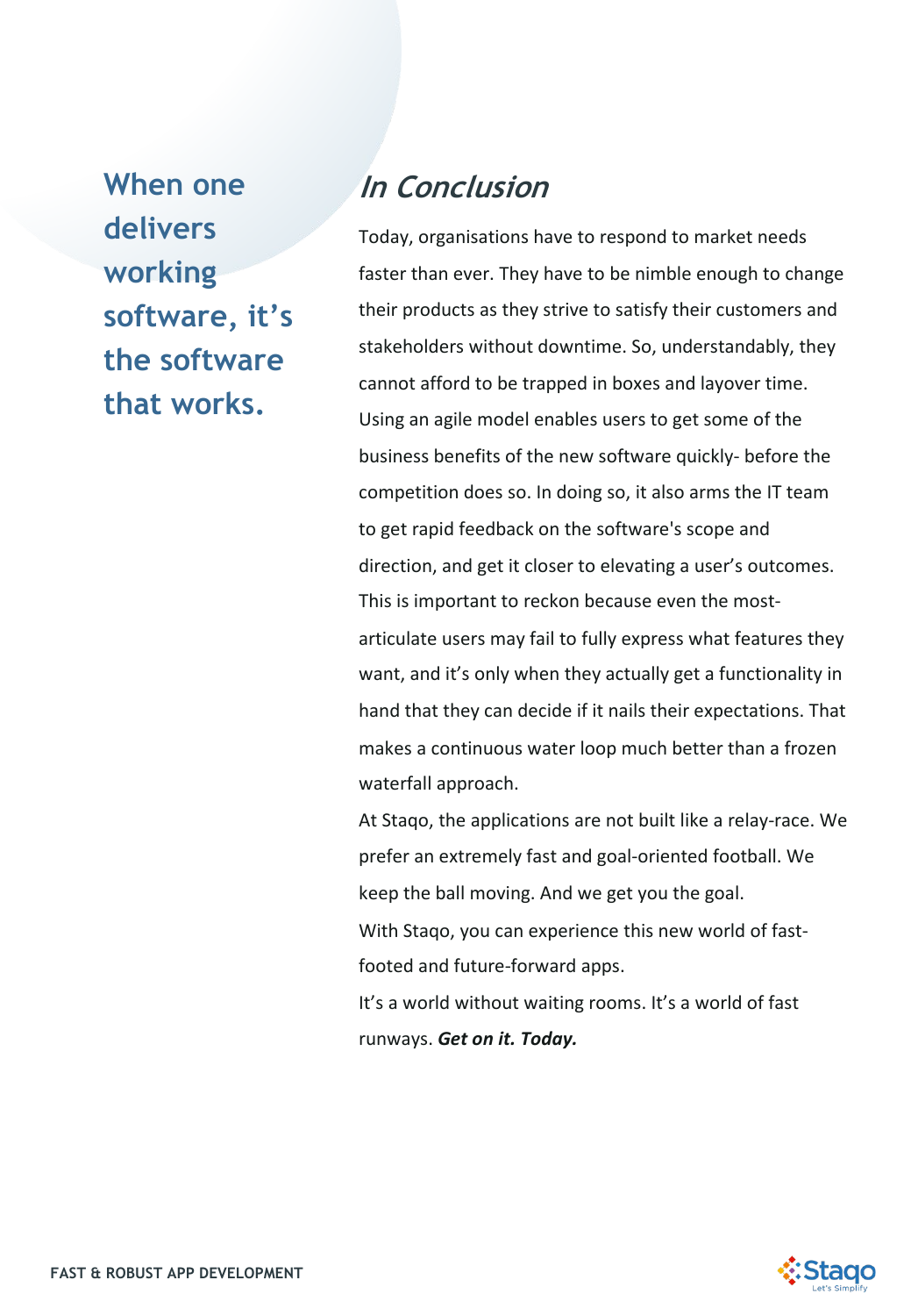**When one delivers working software, it's the software that works.**

## *In Conclusion*

Today, organisations have to respond to market needs faster than ever. They have to be nimble enough to change their products as they strive to satisfy their customers and stakeholders without downtime. So, understandably, they cannot afford to be trapped in boxes and layover time. Using an agile model enables users to get some of the business benefits of the new software quickly- before the competition does so. In doing so, it also arms the IT team to get rapid feedback on the software's scope and direction, and get it closer to elevating a user's outcomes. This is important to reckon because even the most-articulate users may fail to fully express what features they want, and it's only when they actually get a functionality in hand that they can decide if it nails their expectations. That makes a continuous water loop much better than a frozen waterfall approach.

At Staqo, the applications are not built like a relay-race. We prefer an extremely fast and goal-oriented football. We keep the ball moving. And we get you the goal.

With Staqo, you can experience this new world of fast-footed and future-forward apps.

It's a world without waiting rooms. It's a world of fast runways. ***Get on it. Today.***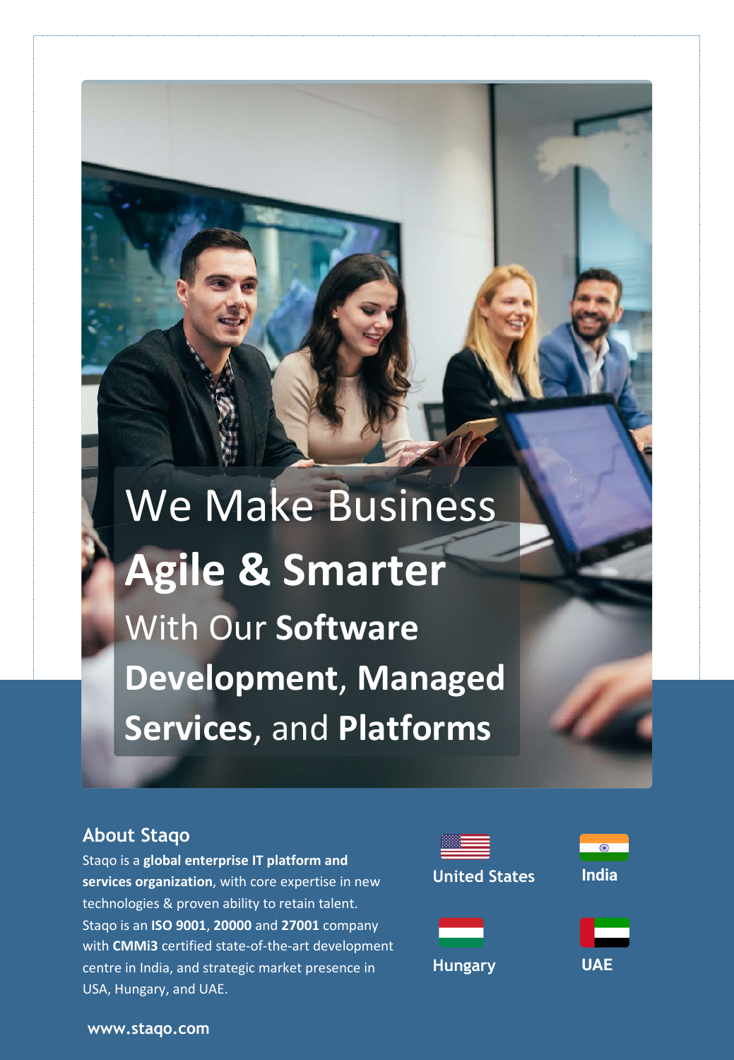We Make Business

**Agile & Smarter**

With Our **Software Development**, **Managed Services**, and **Platforms**

## About Staqo

Staqo is a **global enterprise IT platform and services organization**, with core expertise in new technologies & proven ability to retain talent. Staqo is an **ISO 9001**, **20000** and **27001** company with **CMMi3** certified state-of-the-art development centre in India, and strategic market presence in USA, Hungary, and UAE.

**United States**

**India**

**Hungary**

**UAE**

**www.staqo.com**